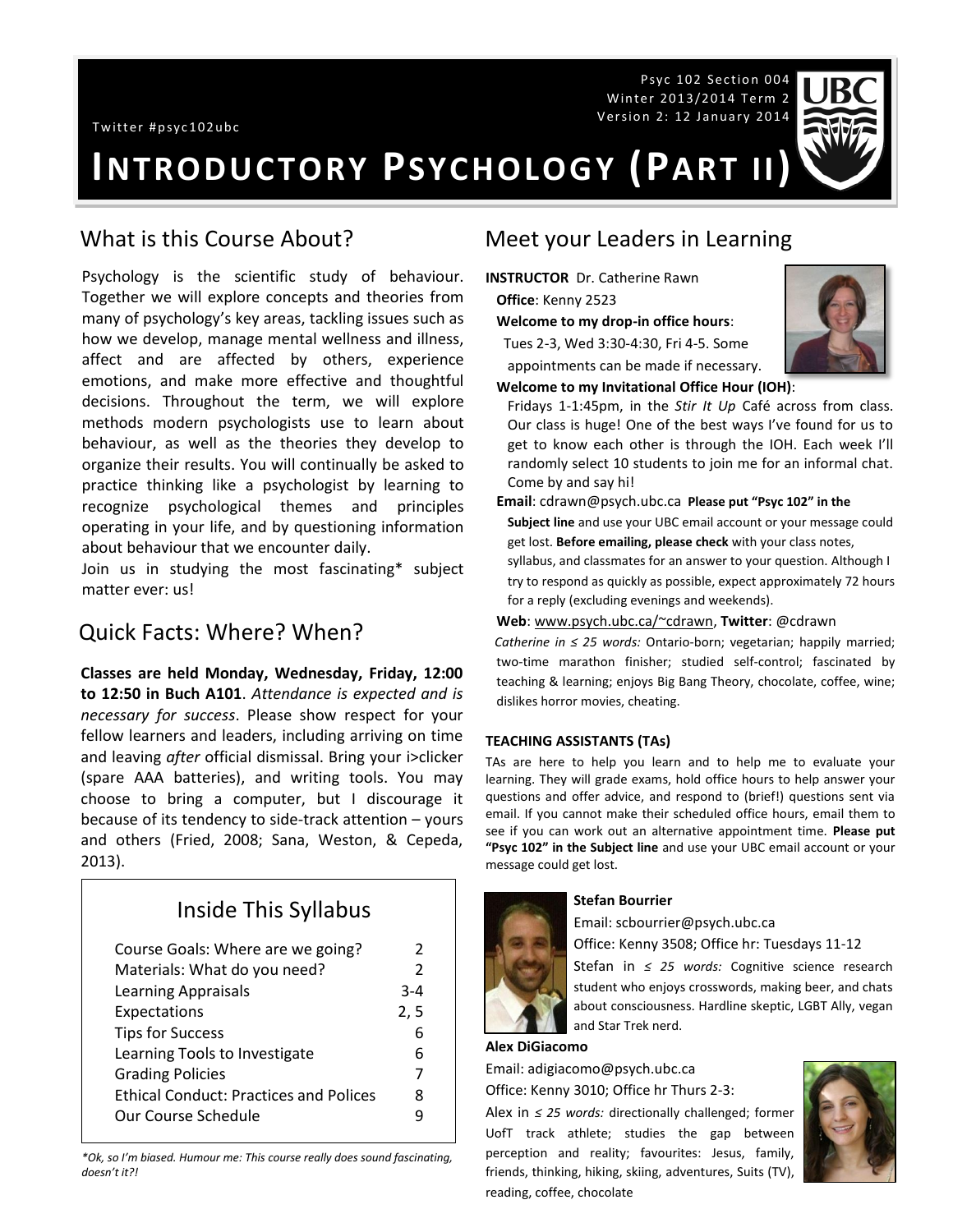Psyc 102 Section 004
Winter 2013/2014 Term 2
Version 2: 12 January 2014

Twitter #psyc102ubc

# INTRODUCTORY PSYCHOLOGY (PART II)

## What is this Course About?

Psychology is the scientific study of behaviour. Together we will explore concepts and theories from many of psychology's key areas, tackling issues such as how we develop, manage mental wellness and illness, affect and are affected by others, experience emotions, and make more effective and thoughtful decisions. Throughout the term, we will explore methods modern psychologists use to learn about behaviour, as well as the theories they develop to organize their results. You will continually be asked to practice thinking like a psychologist by learning to recognize psychological themes and principles operating in your life, and by questioning information about behaviour that we encounter daily.

Join us in studying the most fascinating* subject matter ever: us!

## Quick Facts: Where? When?

**Classes are held Monday, Wednesday, Friday, 12:00 to 12:50 in Buch A101**. *Attendance is expected and is necessary for success*. Please show respect for your fellow learners and leaders, including arriving on time and leaving *after* official dismissal. Bring your i>clicker (spare AAA batteries), and writing tools. You may choose to bring a computer, but I discourage it because of its tendency to side-track attention – yours and others (Fried, 2008; Sana, Weston, & Cepeda, 2013).

### Inside This Syllabus

| | |
|---|---|
| Course Goals: Where are we going? | 2 |
| Materials: What do you need? | 2 |
| Learning Appraisals | 3-4 |
| Expectations | 2, 5 |
| Tips for Success | 6 |
| Learning Tools to Investigate | 6 |
| Grading Policies | 7 |
| Ethical Conduct: Practices and Polices | 8 |
| Our Course Schedule | 9 |

*\*Ok, so I'm biased. Humour me: This course really does sound fascinating, doesn't it?!*

## Meet your Leaders in Learning

**INSTRUCTOR** Dr. Catherine Rawn

**Office**: Kenny 2523

**Welcome to my drop-in office hours**: Tues 2-3, Wed 3:30-4:30, Fri 4-5. Some appointments can be made if necessary.

**Welcome to my Invitational Office Hour (IOH)**: Fridays 1-1:45pm, in the *Stir It Up* Café across from class. Our class is huge! One of the best ways I've found for us to get to know each other is through the IOH. Each week I'll randomly select 10 students to join me for an informal chat. Come by and say hi!

**Email**: cdrawn@psych.ubc.ca **Please put "Psyc 102" in the Subject line** and use your UBC email account or your message could get lost. **Before emailing, please check** with your class notes, syllabus, and classmates for an answer to your question. Although I try to respond as quickly as possible, expect approximately 72 hours for a reply (excluding evenings and weekends).

**Web**: www.psych.ubc.ca/~cdrawn, **Twitter**: @cdrawn

*Catherine in ≤ 25 words:* Ontario-born; vegetarian; happily married; two-time marathon finisher; studied self-control; fascinated by teaching & learning; enjoys Big Bang Theory, chocolate, coffee, wine; dislikes horror movies, cheating.

### TEACHING ASSISTANTS (TAs)

TAs are here to help you learn and to help me to evaluate your learning. They will grade exams, hold office hours to help answer your questions and offer advice, and respond to (brief!) questions sent via email. If you cannot make their scheduled office hours, email them to see if you can work out an alternative appointment time. **Please put "Psyc 102" in the Subject line** and use your UBC email account or your message could get lost.

**Stefan Bourrier**

Email: scbourrier@psych.ubc.ca

Office: Kenny 3508; Office hr: Tuesdays 11-12

Stefan in *≤ 25 words:* Cognitive science research student who enjoys crosswords, making beer, and chats about consciousness. Hardline skeptic, LGBT Ally, vegan and Star Trek nerd.

**Alex DiGiacomo**

Email: adigiacomo@psych.ubc.ca

Office: Kenny 3010; Office hr Thurs 2-3:

Alex in *≤ 25 words:* directionally challenged; former UofT track athlete; studies the gap between perception and reality; favourites: Jesus, family, friends, thinking, hiking, skiing, adventures, Suits (TV), reading, coffee, chocolate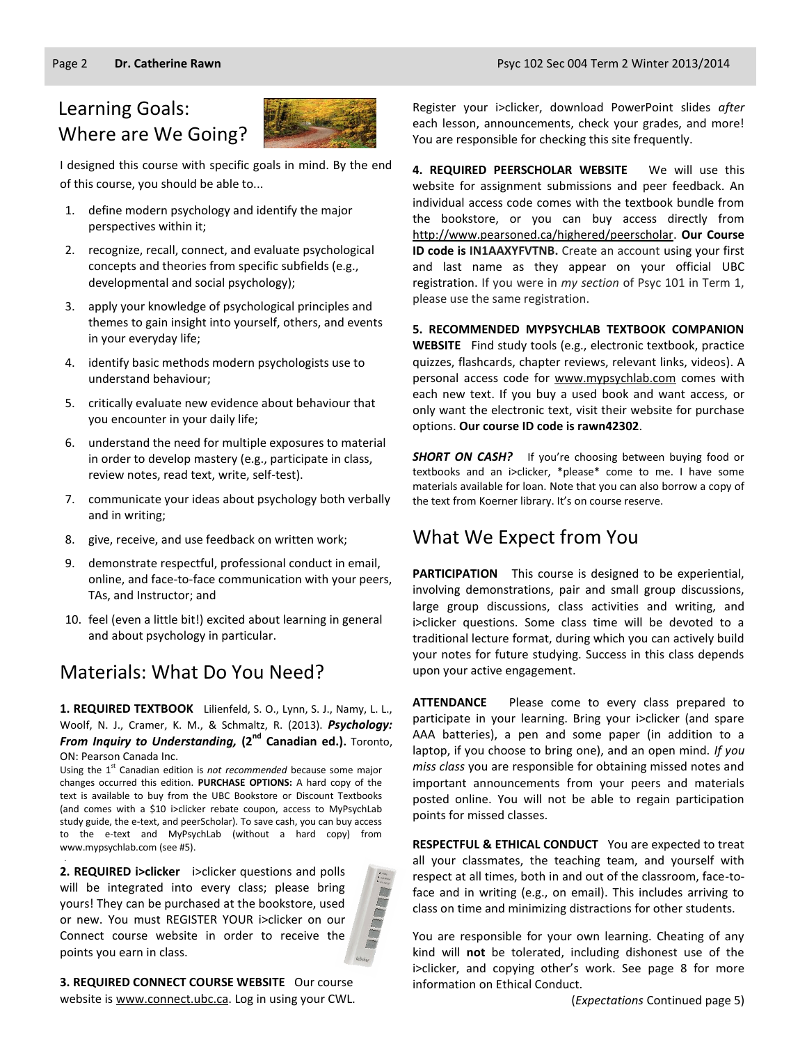## Learning Goals: Where are We Going?

I designed this course with specific goals in mind. By the end of this course, you should be able to...

1. define modern psychology and identify the major perspectives within it;
2. recognize, recall, connect, and evaluate psychological concepts and theories from specific subfields (e.g., developmental and social psychology);
3. apply your knowledge of psychological principles and themes to gain insight into yourself, others, and events in your everyday life;
4. identify basic methods modern psychologists use to understand behaviour;
5. critically evaluate new evidence about behaviour that you encounter in your daily life;
6. understand the need for multiple exposures to material in order to develop mastery (e.g., participate in class, review notes, read text, write, self-test).
7. communicate your ideas about psychology both verbally and in writing;
8. give, receive, and use feedback on written work;
9. demonstrate respectful, professional conduct in email, online, and face-to-face communication with your peers, TAs, and Instructor; and
10. feel (even a little bit!) excited about learning in general and about psychology in particular.

## Materials: What Do You Need?

**1. REQUIRED TEXTBOOK** Lilienfeld, S. O., Lynn, S. J., Namy, L. L., Woolf, N. J., Cramer, K. M., & Schmaltz, R. (2013). ***Psychology: From Inquiry to Understanding,* (2nd Canadian ed.).** Toronto, ON: Pearson Canada Inc.

Using the 1st Canadian edition is *not recommended* because some major changes occurred this edition. **PURCHASE OPTIONS:** A hard copy of the text is available to buy from the UBC Bookstore or Discount Textbooks (and comes with a $10 i>clicker rebate coupon, access to MyPsychLab study guide, the e-text, and peerScholar). To save cash, you can buy access to the e-text and MyPsychLab (without a hard copy) from www.mypsychlab.com (see #5).

**2. REQUIRED i>clicker** i>clicker questions and polls will be integrated into every class; please bring yours! They can be purchased at the bookstore, used or new. You must REGISTER YOUR i>clicker on our Connect course website in order to receive the points you earn in class.

**3. REQUIRED CONNECT COURSE WEBSITE** Our course website is www.connect.ubc.ca. Log in using your CWL. Register your i>clicker, download PowerPoint slides *after* each lesson, announcements, check your grades, and more! You are responsible for checking this site frequently.

**4. REQUIRED PEERSCHOLAR WEBSITE** We will use this website for assignment submissions and peer feedback. An individual access code comes with the textbook bundle from the bookstore, or you can buy access directly from http://www.pearsoned.ca/highered/peerscholar. **Our Course ID code is IN1AAXYFVTNB.** Create an account using your first and last name as they appear on your official UBC registration. If you were in *my section* of Psyc 101 in Term 1, please use the same registration.

**5. RECOMMENDED MYPSYCHLAB TEXTBOOK COMPANION WEBSITE** Find study tools (e.g., electronic textbook, practice quizzes, flashcards, chapter reviews, relevant links, videos). A personal access code for www.mypsychlab.com comes with each new text. If you buy a used book and want access, or only want the electronic text, visit their website for purchase options. **Our course ID code is rawn42302**.

***SHORT ON CASH?*** If you're choosing between buying food or textbooks and an i>clicker, *please* come to me. I have some materials available for loan. Note that you can also borrow a copy of the text from Koerner library. It's on course reserve.

## What We Expect from You

**PARTICIPATION** This course is designed to be experiential, involving demonstrations, pair and small group discussions, large group discussions, class activities and writing, and i>clicker questions. Some class time will be devoted to a traditional lecture format, during which you can actively build your notes for future studying. Success in this class depends upon your active engagement.

**ATTENDANCE** Please come to every class prepared to participate in your learning. Bring your i>clicker (and spare AAA batteries), a pen and some paper (in addition to a laptop, if you choose to bring one), and an open mind. *If you miss class* you are responsible for obtaining missed notes and important announcements from your peers and materials posted online. You will not be able to regain participation points for missed classes.

**RESPECTFUL & ETHICAL CONDUCT** You are expected to treat all your classmates, the teaching team, and yourself with respect at all times, both in and out of the classroom, face-to-face and in writing (e.g., on email). This includes arriving to class on time and minimizing distractions for other students.

You are responsible for your own learning. Cheating of any kind will **not** be tolerated, including dishonest use of the i>clicker, and copying other's work. See page 8 for more information on Ethical Conduct.

(*Expectations* Continued page 5)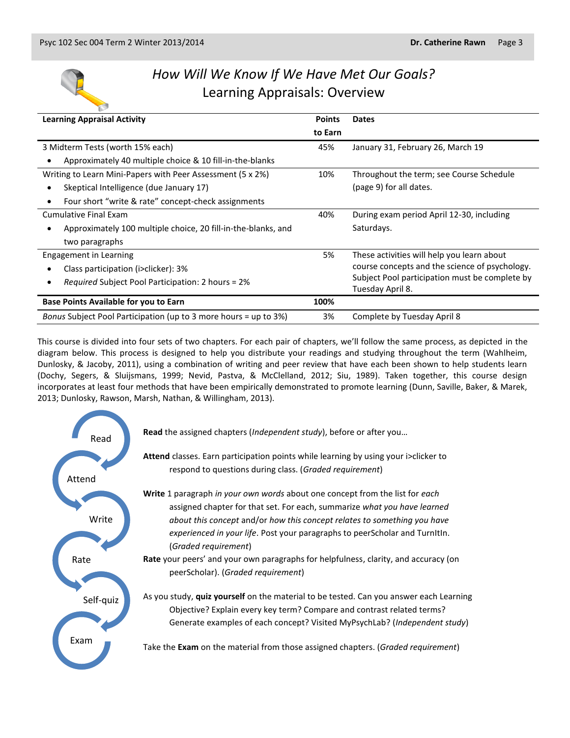# *How Will We Know If We Have Met Our Goals?*
## Learning Appraisals: Overview

| Learning Appraisal Activity | Points to Earn | Dates |
|---|---|---|
| 3 Midterm Tests (worth 15% each)<br>• Approximately 40 multiple choice & 10 fill-in-the-blanks | 45% | January 31, February 26, March 19 |
| Writing to Learn Mini-Papers with Peer Assessment (5 x 2%)<br>• Skeptical Intelligence (due January 17)<br>• Four short "write & rate" concept-check assignments | 10% | Throughout the term; see Course Schedule (page 9) for all dates. |
| Cumulative Final Exam<br>• Approximately 100 multiple choice, 20 fill-in-the-blanks, and two paragraphs | 40% | During exam period April 12-30, including Saturdays. |
| Engagement in Learning<br>• Class participation (i>clicker): 3%<br>• *Required* Subject Pool Participation: 2 hours = 2% | 5% | These activities will help you learn about course concepts and the science of psychology. Subject Pool participation must be complete by Tuesday April 8. |
| **Base Points Available for you to Earn** | **100%** | |
| *Bonus* Subject Pool Participation (up to 3 more hours = up to 3%) | 3% | Complete by Tuesday April 8 |

This course is divided into four sets of two chapters. For each pair of chapters, we'll follow the same process, as depicted in the diagram below. This process is designed to help you distribute your readings and studying throughout the term (Wahlheim, Dunlosky, & Jacoby, 2011), using a combination of writing and peer review that have each been shown to help students learn (Dochy, Segers, & Sluijsmans, 1999; Nevid, Pastva, & McClelland, 2012; Siu, 1989). Taken together, this course design incorporates at least four methods that have been empirically demonstrated to promote learning (Dunn, Saville, Baker, & Marek, 2013; Dunlosky, Rawson, Marsh, Nathan, & Willingham, 2013).

Read → Attend → Write → Rate → Self-quiz → Exam

**Read** the assigned chapters (*Independent study*), before or after you…

**Attend** classes. Earn participation points while learning by using your i>clicker to respond to questions during class. (*Graded requirement*)

**Write** 1 paragraph *in your own words* about one concept from the list for *each* assigned chapter for that set. For each, summarize *what you have learned about this concept* and/or *how this concept relates to something you have experienced in your life*. Post your paragraphs to peerScholar and TurnItIn. (*Graded requirement*)

**Rate** your peers' and your own paragraphs for helpfulness, clarity, and accuracy (on peerScholar). (*Graded requirement*)

As you study, **quiz yourself** on the material to be tested. Can you answer each Learning Objective? Explain every key term? Compare and contrast related terms? Generate examples of each concept? Visited MyPsychLab? (*Independent study*)

Take the **Exam** on the material from those assigned chapters. (*Graded requirement*)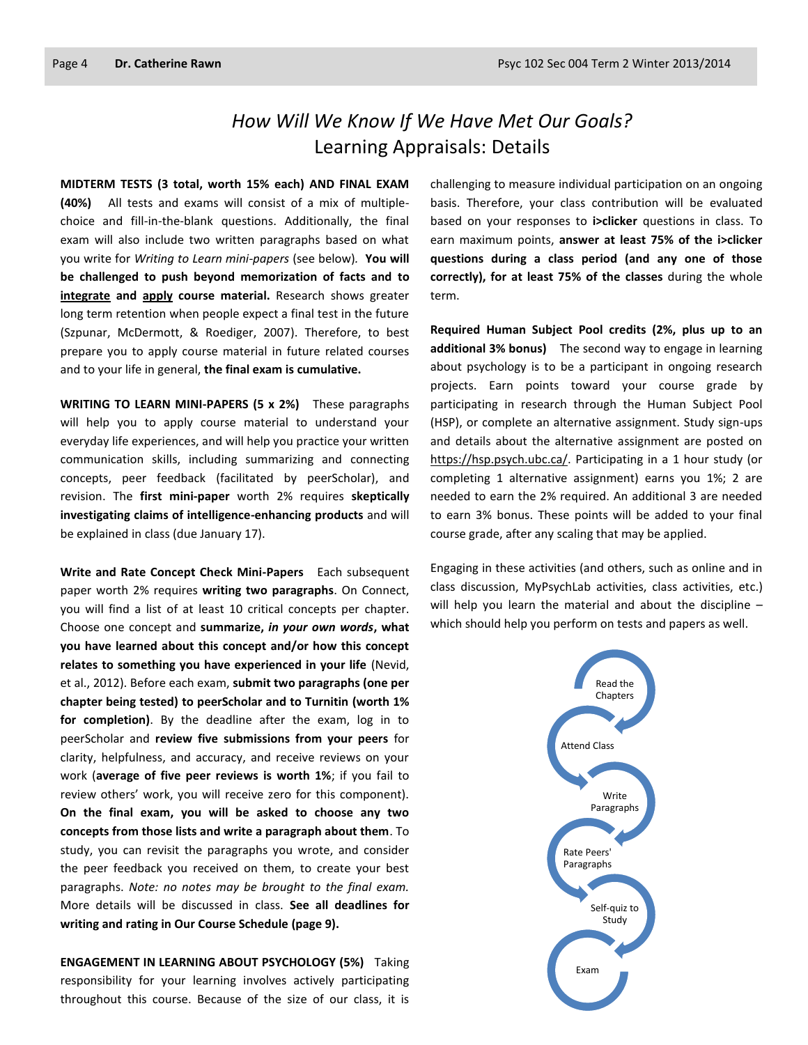# *How Will We Know If We Have Met Our Goals?*
## Learning Appraisals: Details

**MIDTERM TESTS (3 total, worth 15% each) AND FINAL EXAM (40%)** All tests and exams will consist of a mix of multiple-choice and fill-in-the-blank questions. Additionally, the final exam will also include two written paragraphs based on what you write for *Writing to Learn mini-papers* (see below). **You will be challenged to push beyond memorization of facts and to integrate and apply course material.** Research shows greater long term retention when people expect a final test in the future (Szpunar, McDermott, & Roediger, 2007). Therefore, to best prepare you to apply course material in future related courses and to your life in general, **the final exam is cumulative.**

**WRITING TO LEARN MINI-PAPERS (5 x 2%)** These paragraphs will help you to apply course material to understand your everyday life experiences, and will help you practice your written communication skills, including summarizing and connecting concepts, peer feedback (facilitated by peerScholar), and revision. The **first mini-paper** worth 2% requires **skeptically investigating claims of intelligence-enhancing products** and will be explained in class (due January 17).

**Write and Rate Concept Check Mini-Papers** Each subsequent paper worth 2% requires **writing two paragraphs**. On Connect, you will find a list of at least 10 critical concepts per chapter. Choose one concept and **summarize, *in your own words*, what you have learned about this concept and/or how this concept relates to something you have experienced in your life** (Nevid, et al., 2012). Before each exam, **submit two paragraphs (one per chapter being tested) to peerScholar and to Turnitin (worth 1% for completion)**. By the deadline after the exam, log in to peerScholar and **review five submissions from your peers** for clarity, helpfulness, and accuracy, and receive reviews on your work (**average of five peer reviews is worth 1%**; if you fail to review others' work, you will receive zero for this component). **On the final exam, you will be asked to choose any two concepts from those lists and write a paragraph about them**. To study, you can revisit the paragraphs you wrote, and consider the peer feedback you received on them, to create your best paragraphs. *Note: no notes may be brought to the final exam.* More details will be discussed in class. **See all deadlines for writing and rating in Our Course Schedule (page 9).**

**ENGAGEMENT IN LEARNING ABOUT PSYCHOLOGY (5%)** Taking responsibility for your learning involves actively participating throughout this course. Because of the size of our class, it is challenging to measure individual participation on an ongoing basis. Therefore, your class contribution will be evaluated based on your responses to **i>clicker** questions in class. To earn maximum points, **answer at least 75% of the i>clicker questions during a class period (and any one of those correctly), for at least 75% of the classes** during the whole term.

**Required Human Subject Pool credits (2%, plus up to an additional 3% bonus)** The second way to engage in learning about psychology is to be a participant in ongoing research projects. Earn points toward your course grade by participating in research through the Human Subject Pool (HSP), or complete an alternative assignment. Study sign-ups and details about the alternative assignment are posted on https://hsp.psych.ubc.ca/. Participating in a 1 hour study (or completing 1 alternative assignment) earns you 1%; 2 are needed to earn the 2% required. An additional 3 are needed to earn 3% bonus. These points will be added to your final course grade, after any scaling that may be applied.

Engaging in these activities (and others, such as online and in class discussion, MyPsychLab activities, class activities, etc.) will help you learn the material and about the discipline – which should help you perform on tests and papers as well.

Read the Chapters → Attend Class → Write Paragraphs → Rate Peers' Paragraphs → Self-quiz to Study → Exam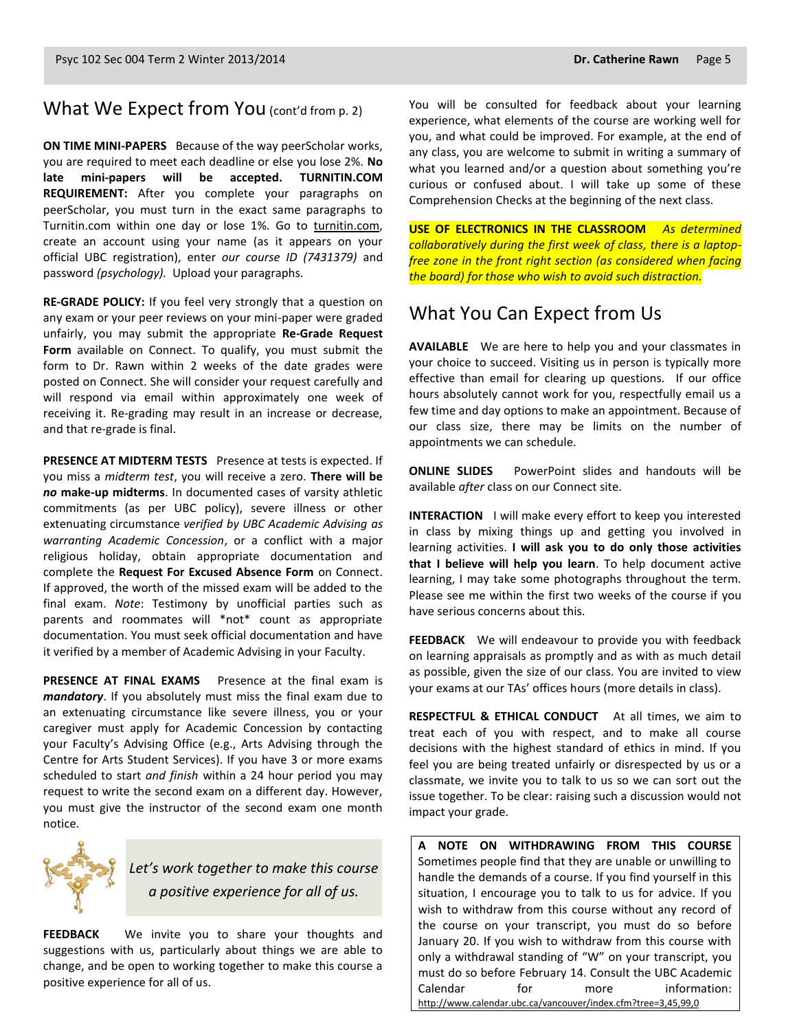## What We Expect from You (cont'd from p. 2)

**ON TIME MINI-PAPERS** Because of the way peerScholar works, you are required to meet each deadline or else you lose 2%. **No late mini-papers will be accepted. TURNITIN.COM REQUIREMENT:** After you complete your paragraphs on peerScholar, you must turn in the exact same paragraphs to Turnitin.com within one day or lose 1%. Go to turnitin.com, create an account using your name (as it appears on your official UBC registration), enter *our course ID (7431379)* and password *(psychology).* Upload your paragraphs.

**RE-GRADE POLICY:** If you feel very strongly that a question on any exam or your peer reviews on your mini-paper were graded unfairly, you may submit the appropriate **Re-Grade Request Form** available on Connect. To qualify, you must submit the form to Dr. Rawn within 2 weeks of the date grades were posted on Connect. She will consider your request carefully and will respond via email within approximately one week of receiving it. Re-grading may result in an increase or decrease, and that re-grade is final.

**PRESENCE AT MIDTERM TESTS** Presence at tests is expected. If you miss a *midterm test*, you will receive a zero. **There will be *no* make-up midterms**. In documented cases of varsity athletic commitments (as per UBC policy), severe illness or other extenuating circumstance *verified by UBC Academic Advising as warranting Academic Concession*, or a conflict with a major religious holiday, obtain appropriate documentation and complete the **Request For Excused Absence Form** on Connect. If approved, the worth of the missed exam will be added to the final exam. *Note*: Testimony by unofficial parties such as parents and roommates will *not* count as appropriate documentation. You must seek official documentation and have it verified by a member of Academic Advising in your Faculty.

**PRESENCE AT FINAL EXAMS** Presence at the final exam is ***mandatory***. If you absolutely must miss the final exam due to an extenuating circumstance like severe illness, you or your caregiver must apply for Academic Concession by contacting your Faculty's Advising Office (e.g., Arts Advising through the Centre for Arts Student Services). If you have 3 or more exams scheduled to start *and finish* within a 24 hour period you may request to write the second exam on a different day. However, you must give the instructor of the second exam one month notice.

*Let's work together to make this course a positive experience for all of us.*

**FEEDBACK** We invite you to share your thoughts and suggestions with us, particularly about things we are able to change, and be open to working together to make this course a positive experience for all of us.

You will be consulted for feedback about your learning experience, what elements of the course are working well for you, and what could be improved. For example, at the end of any class, you are welcome to submit in writing a summary of what you learned and/or a question about something you're curious or confused about. I will take up some of these Comprehension Checks at the beginning of the next class.

**USE OF ELECTRONICS IN THE CLASSROOM** *As determined collaboratively during the first week of class, there is a laptop-free zone in the front right section (as considered when facing the board) for those who wish to avoid such distraction.*

## What You Can Expect from Us

**AVAILABLE** We are here to help you and your classmates in your choice to succeed. Visiting us in person is typically more effective than email for clearing up questions. If our office hours absolutely cannot work for you, respectfully email us a few time and day options to make an appointment. Because of our class size, there may be limits on the number of appointments we can schedule.

**ONLINE SLIDES** PowerPoint slides and handouts will be available *after* class on our Connect site.

**INTERACTION** I will make every effort to keep you interested in class by mixing things up and getting you involved in learning activities. **I will ask you to do only those activities that I believe will help you learn**. To help document active learning, I may take some photographs throughout the term. Please see me within the first two weeks of the course if you have serious concerns about this.

**FEEDBACK** We will endeavour to provide you with feedback on learning appraisals as promptly and as with as much detail as possible, given the size of our class. You are invited to view your exams at our TAs' offices hours (more details in class).

**RESPECTFUL & ETHICAL CONDUCT** At all times, we aim to treat each of you with respect, and to make all course decisions with the highest standard of ethics in mind. If you feel you are being treated unfairly or disrespected by us or a classmate, we invite you to talk to us so we can sort out the issue together. To be clear: raising such a discussion would not impact your grade.

**A NOTE ON WITHDRAWING FROM THIS COURSE** Sometimes people find that they are unable or unwilling to handle the demands of a course. If you find yourself in this situation, I encourage you to talk to us for advice. If you wish to withdraw from this course without any record of the course on your transcript, you must do so before January 20. If you wish to withdraw from this course with only a withdrawal standing of "W" on your transcript, you must do so before February 14. Consult the UBC Academic Calendar for more information: http://www.calendar.ubc.ca/vancouver/index.cfm?tree=3,45,99,0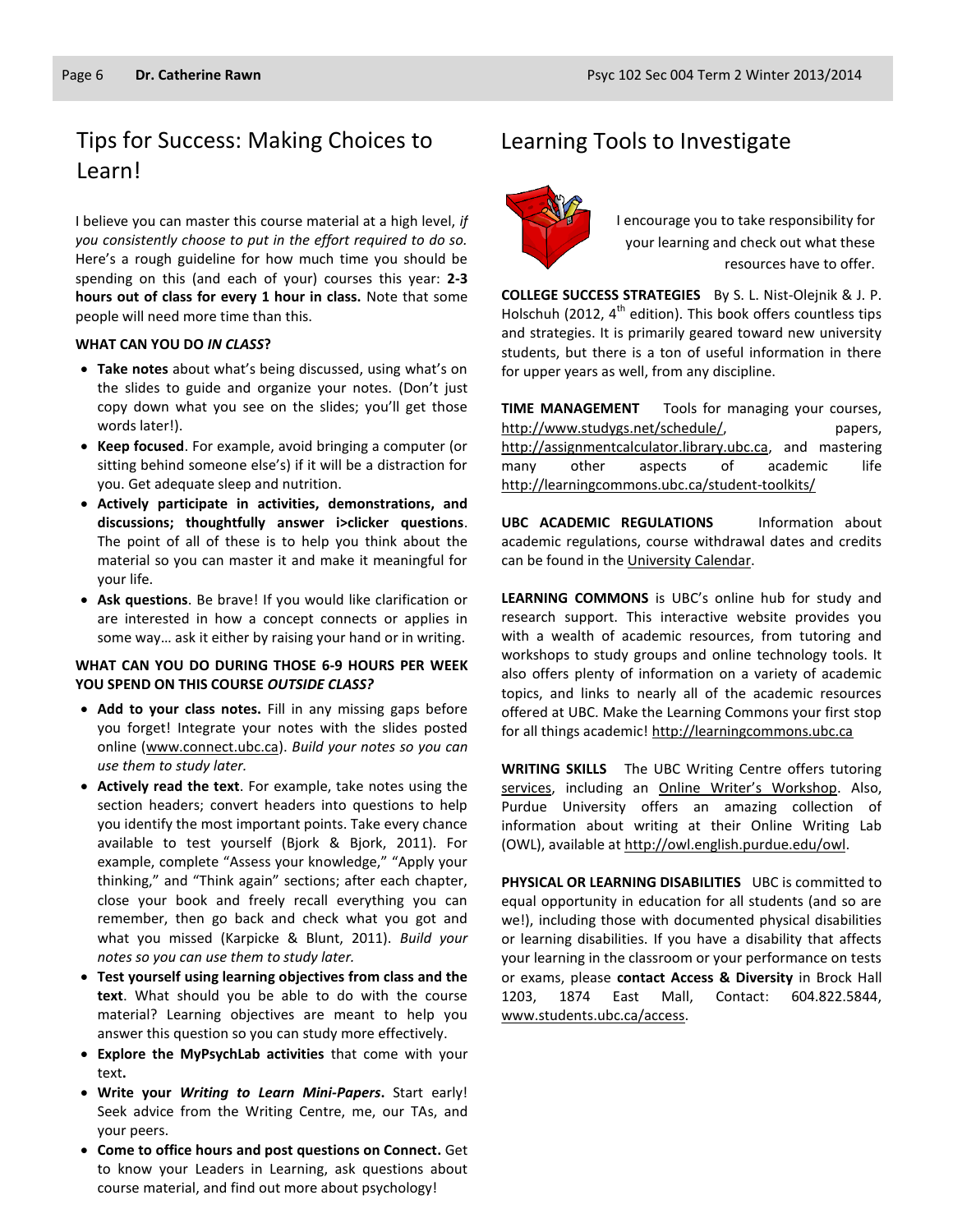# Tips for Success: Making Choices to Learn!

I believe you can master this course material at a high level, *if you consistently choose to put in the effort required to do so.* Here's a rough guideline for how much time you should be spending on this (and each of your) courses this year: **2-3 hours out of class for every 1 hour in class.** Note that some people will need more time than this.

**WHAT CAN YOU DO *IN CLASS*?**

- **Take notes** about what's being discussed, using what's on the slides to guide and organize your notes. (Don't just copy down what you see on the slides; you'll get those words later!).
- **Keep focused**. For example, avoid bringing a computer (or sitting behind someone else's) if it will be a distraction for you. Get adequate sleep and nutrition.
- **Actively participate in activities, demonstrations, and discussions; thoughtfully answer i>clicker questions**. The point of all of these is to help you think about the material so you can master it and make it meaningful for your life.
- **Ask questions**. Be brave! If you would like clarification or are interested in how a concept connects or applies in some way… ask it either by raising your hand or in writing.

**WHAT CAN YOU DO DURING THOSE 6-9 HOURS PER WEEK YOU SPEND ON THIS COURSE *OUTSIDE CLASS?***

- **Add to your class notes.** Fill in any missing gaps before you forget! Integrate your notes with the slides posted online (www.connect.ubc.ca). *Build your notes so you can use them to study later.*
- **Actively read the text**. For example, take notes using the section headers; convert headers into questions to help you identify the most important points. Take every chance available to test yourself (Bjork & Bjork, 2011). For example, complete "Assess your knowledge," "Apply your thinking," and "Think again" sections; after each chapter, close your book and freely recall everything you can remember, then go back and check what you got and what you missed (Karpicke & Blunt, 2011). *Build your notes so you can use them to study later.*
- **Test yourself using learning objectives from class and the text**. What should you be able to do with the course material? Learning objectives are meant to help you answer this question so you can study more effectively.
- **Explore the MyPsychLab activities** that come with your text**.**
- **Write your *Writing to Learn Mini-Papers***. Start early! Seek advice from the Writing Centre, me, our TAs, and your peers.
- **Come to office hours and post questions on Connect.** Get to know your Leaders in Learning, ask questions about course material, and find out more about psychology!

# Learning Tools to Investigate

I encourage you to take responsibility for your learning and check out what these resources have to offer.

**COLLEGE SUCCESS STRATEGIES** By S. L. Nist-Olejnik & J. P. Holschuh (2012, 4th edition). This book offers countless tips and strategies. It is primarily geared toward new university students, but there is a ton of useful information in there for upper years as well, from any discipline.

**TIME MANAGEMENT** Tools for managing your courses, http://www.studygs.net/schedule/, papers, http://assignmentcalculator.library.ubc.ca, and mastering many other aspects of academic life http://learningcommons.ubc.ca/student-toolkits/

**UBC ACADEMIC REGULATIONS** Information about academic regulations, course withdrawal dates and credits can be found in the University Calendar.

**LEARNING COMMONS** is UBC's online hub for study and research support. This interactive website provides you with a wealth of academic resources, from tutoring and workshops to study groups and online technology tools. It also offers plenty of information on a variety of academic topics, and links to nearly all of the academic resources offered at UBC. Make the Learning Commons your first stop for all things academic! http://learningcommons.ubc.ca

**WRITING SKILLS** The UBC Writing Centre offers tutoring services, including an Online Writer's Workshop. Also, Purdue University offers an amazing collection of information about writing at their Online Writing Lab (OWL), available at http://owl.english.purdue.edu/owl.

**PHYSICAL OR LEARNING DISABILITIES** UBC is committed to equal opportunity in education for all students (and so are we!), including those with documented physical disabilities or learning disabilities. If you have a disability that affects your learning in the classroom or your performance on tests or exams, please **contact Access & Diversity** in Brock Hall 1203, 1874 East Mall, Contact: 604.822.5844, www.students.ubc.ca/access.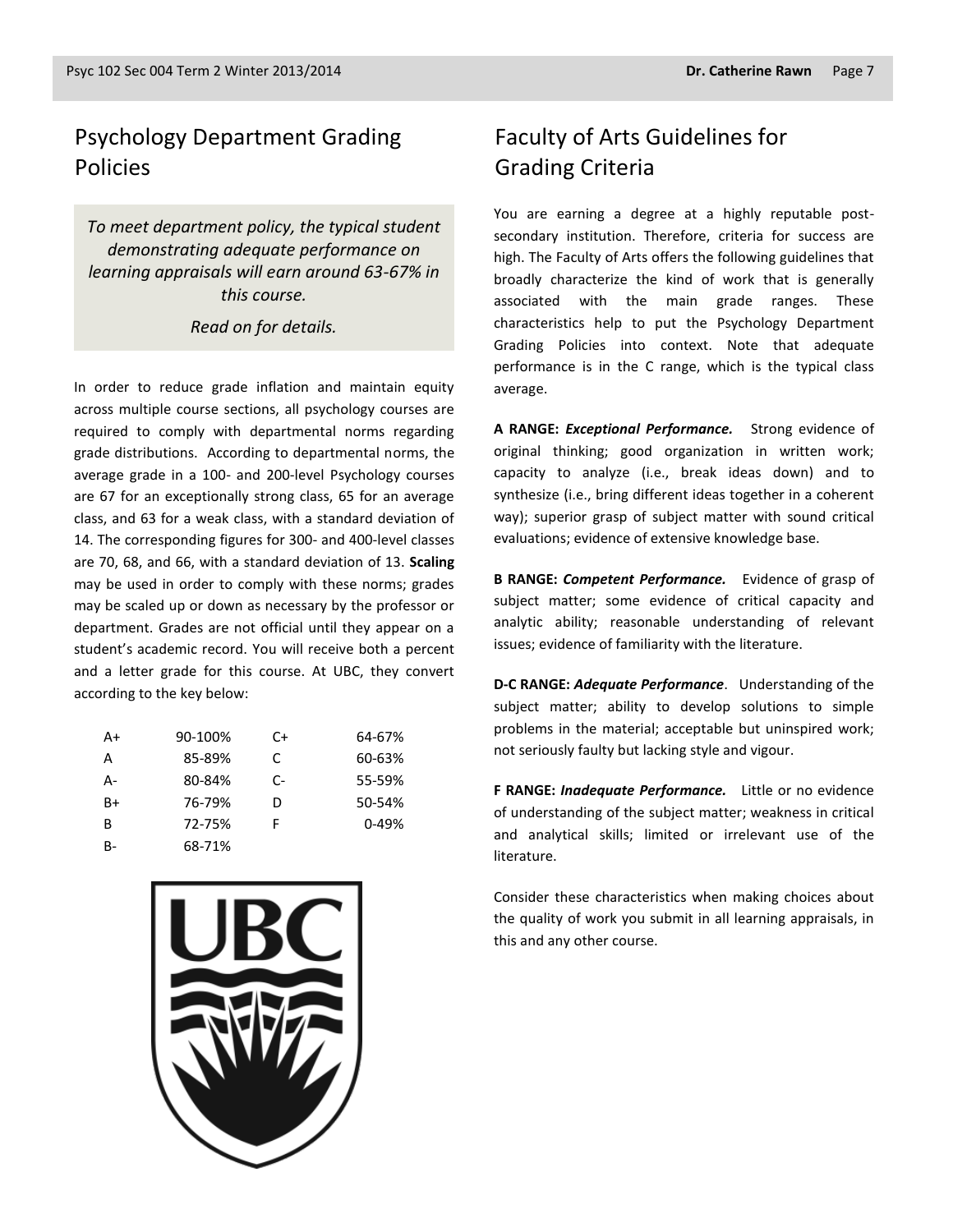## Psychology Department Grading Policies

*To meet department policy, the typical student demonstrating adequate performance on learning appraisals will earn around 63-67% in this course.*

*Read on for details.*

In order to reduce grade inflation and maintain equity across multiple course sections, all psychology courses are required to comply with departmental norms regarding grade distributions. According to departmental norms, the average grade in a 100- and 200-level Psychology courses are 67 for an exceptionally strong class, 65 for an average class, and 63 for a weak class, with a standard deviation of 14. The corresponding figures for 300- and 400-level classes are 70, 68, and 66, with a standard deviation of 13. **Scaling** may be used in order to comply with these norms; grades may be scaled up or down as necessary by the professor or department. Grades are not official until they appear on a student's academic record. You will receive both a percent and a letter grade for this course. At UBC, they convert according to the key below:

| | | | |
|---|---|---|---|
| A+ | 90-100% | C+ | 64-67% |
| A | 85-89% | C | 60-63% |
| A- | 80-84% | C- | 55-59% |
| B+ | 76-79% | D | 50-54% |
| B | 72-75% | F | 0-49% |
| B- | 68-71% | | |

## Faculty of Arts Guidelines for Grading Criteria

You are earning a degree at a highly reputable post-secondary institution. Therefore, criteria for success are high. The Faculty of Arts offers the following guidelines that broadly characterize the kind of work that is generally associated with the main grade ranges. These characteristics help to put the Psychology Department Grading Policies into context. Note that adequate performance is in the C range, which is the typical class average.

**A RANGE: *Exceptional Performance.*** Strong evidence of original thinking; good organization in written work; capacity to analyze (i.e., break ideas down) and to synthesize (i.e., bring different ideas together in a coherent way); superior grasp of subject matter with sound critical evaluations; evidence of extensive knowledge base.

**B RANGE: *Competent Performance.*** Evidence of grasp of subject matter; some evidence of critical capacity and analytic ability; reasonable understanding of relevant issues; evidence of familiarity with the literature.

**D-C RANGE: *Adequate Performance*.** Understanding of the subject matter; ability to develop solutions to simple problems in the material; acceptable but uninspired work; not seriously faulty but lacking style and vigour.

**F RANGE: *Inadequate Performance.*** Little or no evidence of understanding of the subject matter; weakness in critical and analytical skills; limited or irrelevant use of the literature.

Consider these characteristics when making choices about the quality of work you submit in all learning appraisals, in this and any other course.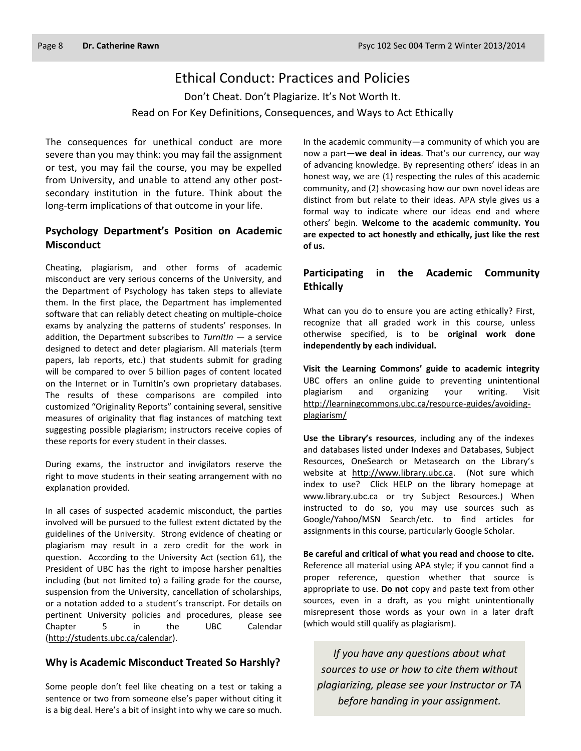# Ethical Conduct: Practices and Policies

Don't Cheat. Don't Plagiarize. It's Not Worth It.

Read on For Key Definitions, Consequences, and Ways to Act Ethically

The consequences for unethical conduct are more severe than you may think: you may fail the assignment or test, you may fail the course, you may be expelled from University, and unable to attend any other post-secondary institution in the future. Think about the long-term implications of that outcome in your life.

## Psychology Department's Position on Academic Misconduct

Cheating, plagiarism, and other forms of academic misconduct are very serious concerns of the University, and the Department of Psychology has taken steps to alleviate them. In the first place, the Department has implemented software that can reliably detect cheating on multiple-choice exams by analyzing the patterns of students' responses. In addition, the Department subscribes to *TurnItIn* — a service designed to detect and deter plagiarism. All materials (term papers, lab reports, etc.) that students submit for grading will be compared to over 5 billion pages of content located on the Internet or in TurnItIn's own proprietary databases. The results of these comparisons are compiled into customized "Originality Reports" containing several, sensitive measures of originality that flag instances of matching text suggesting possible plagiarism; instructors receive copies of these reports for every student in their classes.

During exams, the instructor and invigilators reserve the right to move students in their seating arrangement with no explanation provided.

In all cases of suspected academic misconduct, the parties involved will be pursued to the fullest extent dictated by the guidelines of the University. Strong evidence of cheating or plagiarism may result in a zero credit for the work in question. According to the University Act (section 61), the President of UBC has the right to impose harsher penalties including (but not limited to) a failing grade for the course, suspension from the University, cancellation of scholarships, or a notation added to a student's transcript. For details on pertinent University policies and procedures, please see Chapter 5 in the UBC Calendar (http://students.ubc.ca/calendar).

## Why is Academic Misconduct Treated So Harshly?

Some people don't feel like cheating on a test or taking a sentence or two from someone else's paper without citing it is a big deal. Here's a bit of insight into why we care so much. In the academic community—a community of which you are now a part—**we deal in ideas**. That's our currency, our way of advancing knowledge. By representing others' ideas in an honest way, we are (1) respecting the rules of this academic community, and (2) showcasing how our own novel ideas are distinct from but relate to their ideas. APA style gives us a formal way to indicate where our ideas end and where others' begin. **Welcome to the academic community. You are expected to act honestly and ethically, just like the rest of us.**

## Participating in the Academic Community Ethically

What can you do to ensure you are acting ethically? First, recognize that all graded work in this course, unless otherwise specified, is to be **original work done independently by each individual.**

**Visit the Learning Commons' guide to academic integrity** UBC offers an online guide to preventing unintentional plagiarism and organizing your writing. Visit http://learningcommons.ubc.ca/resource-guides/avoiding-plagiarism/

**Use the Library's resources**, including any of the indexes and databases listed under Indexes and Databases, Subject Resources, OneSearch or Metasearch on the Library's website at http://www.library.ubc.ca. (Not sure which index to use? Click HELP on the library homepage at www.library.ubc.ca or try Subject Resources.) When instructed to do so, you may use sources such as Google/Yahoo/MSN Search/etc. to find articles for assignments in this course, particularly Google Scholar.

**Be careful and critical of what you read and choose to cite.** Reference all material using APA style; if you cannot find a proper reference, question whether that source is appropriate to use. **Do not** copy and paste text from other sources, even in a draft, as you might unintentionally misrepresent those words as your own in a later draft (which would still qualify as plagiarism).

*If you have any questions about what sources to use or how to cite them without plagiarizing, please see your Instructor or TA before handing in your assignment.*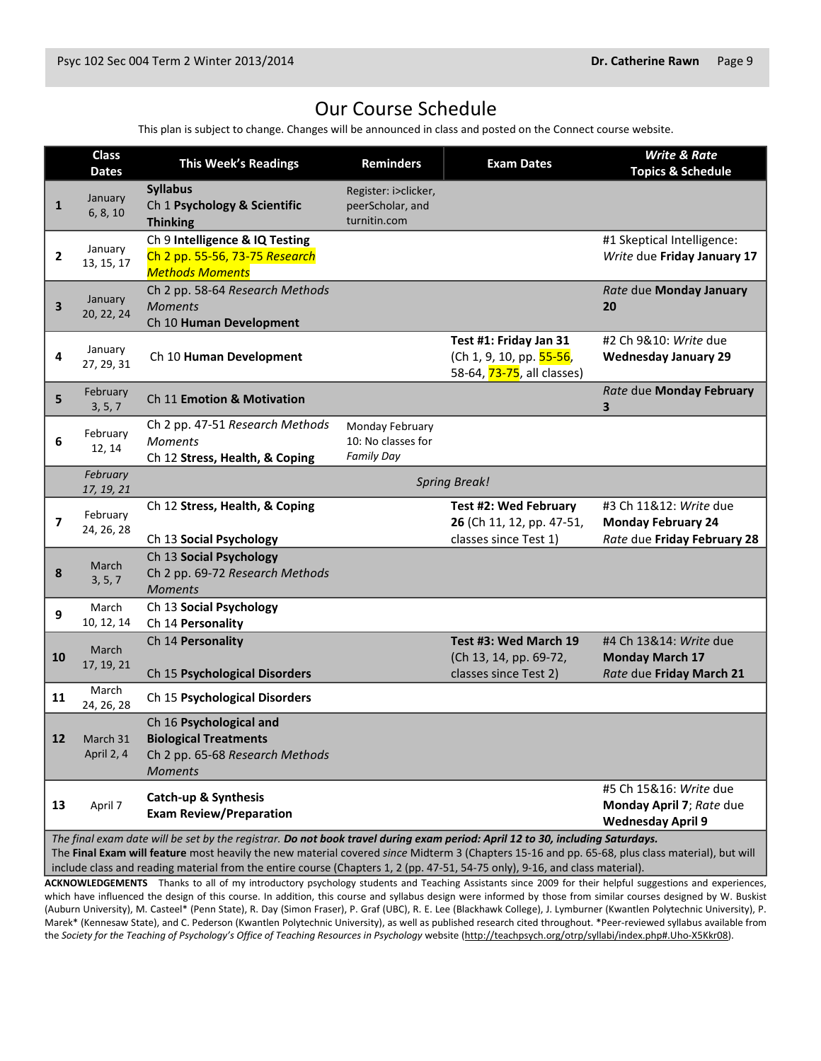# Our Course Schedule

This plan is subject to change. Changes will be announced in class and posted on the Connect course website.

| | Class Dates | This Week's Readings | Reminders | Exam Dates | *Write & Rate* Topics & Schedule |
|---|---|---|---|---|---|
| **1** | January 6, 8, 10 | **Syllabus**<br>Ch 1 **Psychology & Scientific Thinking** | Register: i>clicker, peerScholar, and turnitin.com | | |
| **2** | January 13, 15, 17 | Ch 9 **Intelligence & IQ Testing**<br>Ch 2 pp. 55-56, 73-75 *Research Methods Moments* | | | #1 Skeptical Intelligence: *Write* due **Friday January 17** |
| **3** | January 20, 22, 24 | Ch 2 pp. 58-64 *Research Methods Moments*<br>Ch 10 **Human Development** | | | *Rate* due **Monday January 20** |
| **4** | January 27, 29, 31 | Ch 10 **Human Development** | | **Test #1: Friday Jan 31** (Ch 1, 9, 10, pp. 55-56, 58-64, 73-75, all classes) | #2 Ch 9&10: *Write* due **Wednesday January 29** |
| **5** | February 3, 5, 7 | Ch 11 **Emotion & Motivation** | | | *Rate* due **Monday February 3** |
| **6** | February 12, 14 | Ch 2 pp. 47-51 *Research Methods Moments*<br>Ch 12 **Stress, Health, & Coping** | Monday February 10: No classes for *Family Day* | | |
| | *February 17, 19, 21* | *Spring Break!* | | | |
| **7** | February 24, 26, 28 | Ch 12 **Stress, Health, & Coping**<br>Ch 13 **Social Psychology** | | **Test #2: Wed February 26** (Ch 11, 12, pp. 47-51, classes since Test 1) | #3 Ch 11&12: *Write* due **Monday February 24**<br>*Rate* due **Friday February 28** |
| **8** | March 3, 5, 7 | Ch 13 **Social Psychology**<br>Ch 2 pp. 69-72 *Research Methods Moments* | | | |
| **9** | March 10, 12, 14 | Ch 13 **Social Psychology**<br>Ch 14 **Personality** | | | |
| **10** | March 17, 19, 21 | Ch 14 **Personality**<br>Ch 15 **Psychological Disorders** | | **Test #3: Wed March 19** (Ch 13, 14, pp. 69-72, classes since Test 2) | #4 Ch 13&14: *Write* due **Monday March 17**<br>*Rate* due **Friday March 21** |
| **11** | March 24, 26, 28 | Ch 15 **Psychological Disorders** | | | |
| **12** | March 31 April 2, 4 | Ch 16 **Psychological and Biological Treatments**<br>Ch 2 pp. 65-68 *Research Methods Moments* | | | |
| **13** | April 7 | **Catch-up & Synthesis**<br>**Exam Review/Preparation** | | | #5 Ch 15&16: *Write* due **Monday April 7**; *Rate* due **Wednesday April 9** |

*The final exam date will be set by the registrar.* ***Do not book travel during exam period: April 12 to 30, including Saturdays.***
The **Final Exam will feature** most heavily the new material covered *since* Midterm 3 (Chapters 15-16 and pp. 65-68, plus class material), but will include class and reading material from the entire course (Chapters 1, 2 (pp. 47-51, 54-75 only), 9-16, and class material).

**ACKNOWLEDGEMENTS** Thanks to all of my introductory psychology students and Teaching Assistants since 2009 for their helpful suggestions and experiences, which have influenced the design of this course. In addition, this course and syllabus design were informed by those from similar courses designed by W. Buskist (Auburn University), M. Casteel* (Penn State), R. Day (Simon Fraser), P. Graf (UBC), R. E. Lee (Blackhawk College), J. Lymburner (Kwantlen Polytechnic University), P. Marek* (Kennesaw State), and C. Pederson (Kwantlen Polytechnic University), as well as published research cited throughout. *Peer-reviewed syllabus available from the *Society for the Teaching of Psychology's Office of Teaching Resources in Psychology* website (http://teachpsych.org/otrp/syllabi/index.php#.Uho-X5Kkr08).